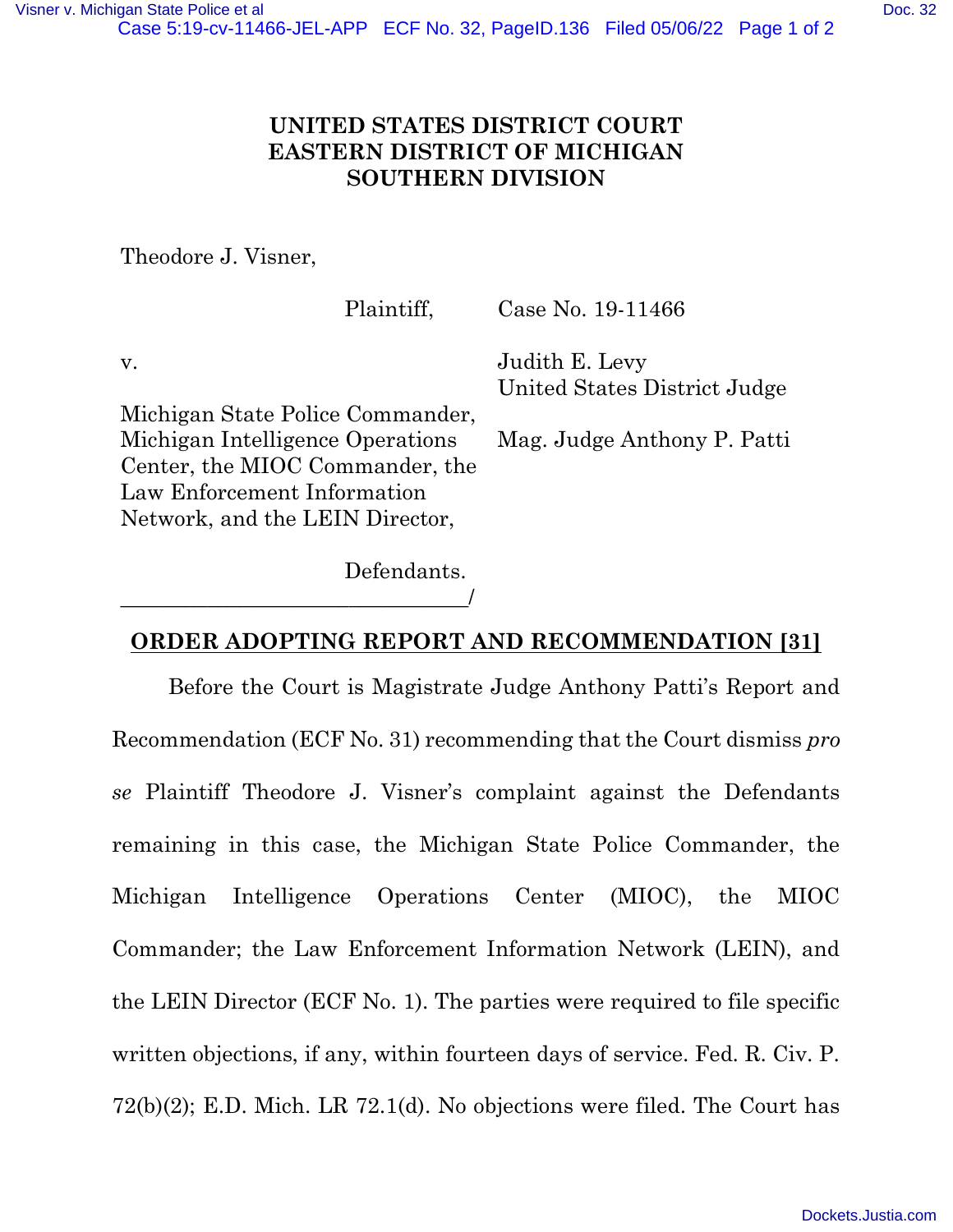**UNITED STATES DISTRICT COURT**
**EASTERN DISTRICT OF MICHIGAN**
**SOUTHERN DIVISION**

Theodore J. Visner,

Plaintiff,

v.

Michigan State Police Commander, Michigan Intelligence Operations Center, the MIOC Commander, the Law Enforcement Information Network, and the LEIN Director,

Defendants.
________________________________/

Case No. 19-11466

Judith E. Levy
United States District Judge

Mag. Judge Anthony P. Patti

## ORDER ADOPTING REPORT AND RECOMMENDATION [31]

Before the Court is Magistrate Judge Anthony Patti's Report and Recommendation (ECF No. 31) recommending that the Court dismiss *pro se* Plaintiff Theodore J. Visner's complaint against the Defendants remaining in this case, the Michigan State Police Commander, the Michigan Intelligence Operations Center (MIOC), the MIOC Commander; the Law Enforcement Information Network (LEIN), and the LEIN Director (ECF No. 1). The parties were required to file specific written objections, if any, within fourteen days of service. Fed. R. Civ. P. 72(b)(2); E.D. Mich. LR 72.1(d). No objections were filed. The Court has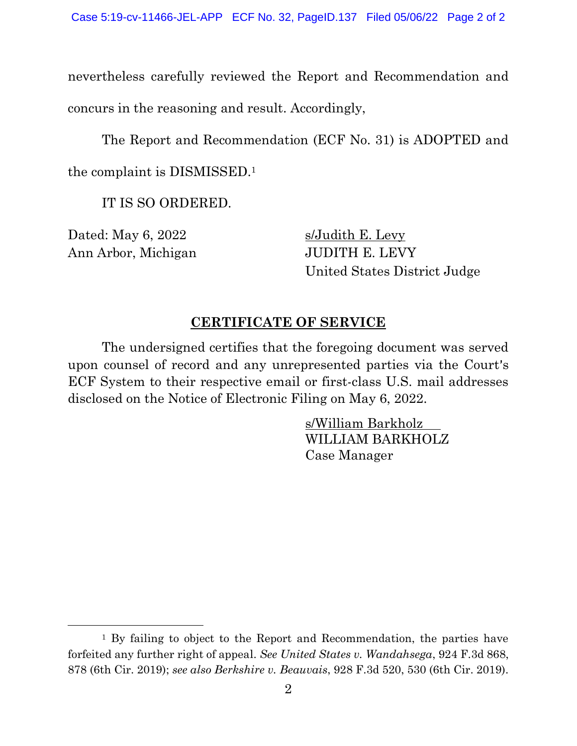nevertheless carefully reviewed the Report and Recommendation and concurs in the reasoning and result. Accordingly,

The Report and Recommendation (ECF No. 31) is ADOPTED and the complaint is DISMISSED.[1]

IT IS SO ORDERED.

Dated: May 6, 2022
Ann Arbor, Michigan

s/Judith E. Levy
JUDITH E. LEVY
United States District Judge

## CERTIFICATE OF SERVICE

The undersigned certifies that the foregoing document was served upon counsel of record and any unrepresented parties via the Court's ECF System to their respective email or first-class U.S. mail addresses disclosed on the Notice of Electronic Filing on May 6, 2022.

s/William Barkholz
WILLIAM BARKHOLZ
Case Manager

---

[1] By failing to object to the Report and Recommendation, the parties have forfeited any further right of appeal. *See United States v. Wandahsega*, 924 F.3d 868, 878 (6th Cir. 2019); *see also Berkshire v. Beauvais*, 928 F.3d 520, 530 (6th Cir. 2019).